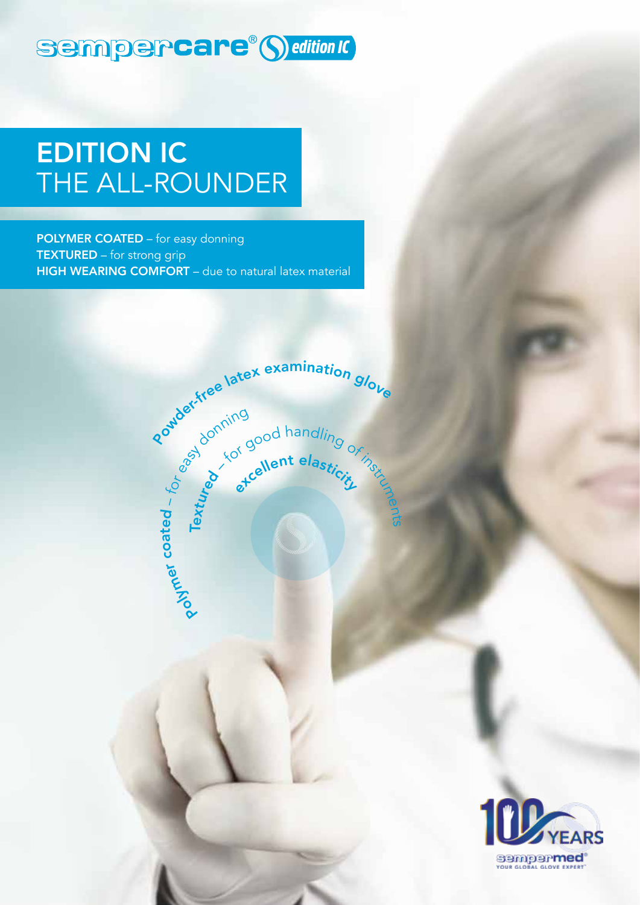# sempercare® edition IC

## EDITION IC
## THE ALL-ROUNDER

**POLYMER COATED** – for easy donning
**TEXTURED** – for strong grip
**HIGH WEARING COMFORT** – due to natural latex material

**Powder-free latex examination glove**

**Polymer coated** – for easy donning

**Textured** – for good handling of instruments

**excellent elasticity**

100 YEARS
sempermed®
YOUR GLOBAL GLOVE EXPERT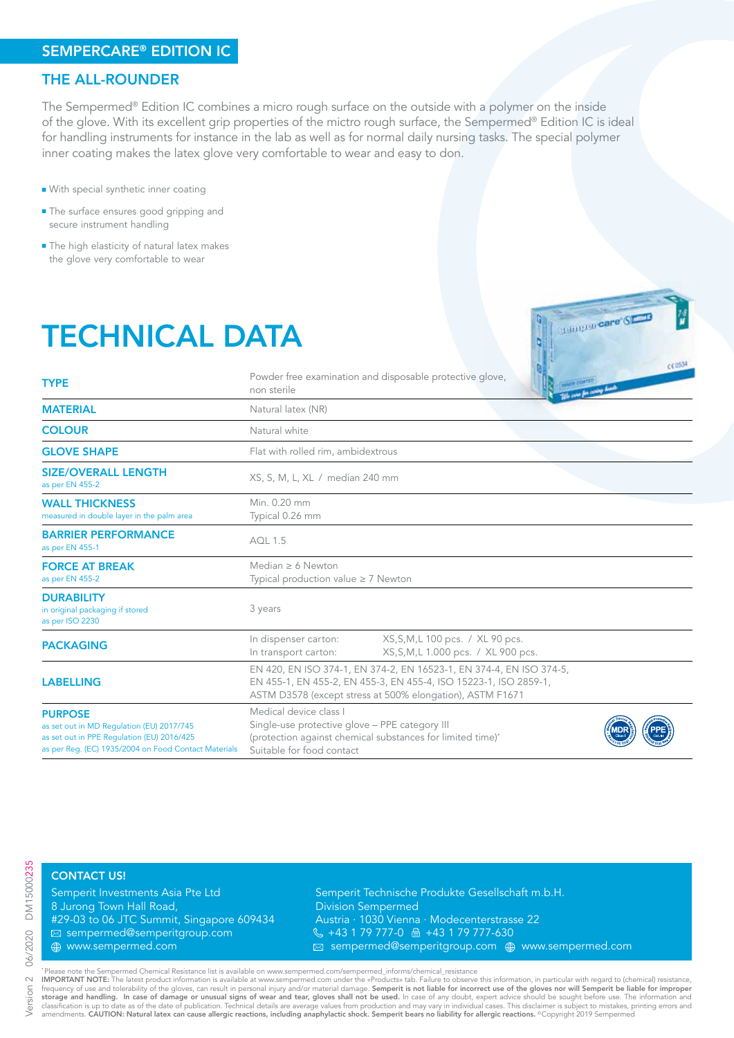## SEMPERCARE® EDITION IC

### THE ALL-ROUNDER

The Sempermed® Edition IC combines a micro rough surface on the outside with a polymer on the inside of the glove. With its excellent grip properties of the mictro rough surface, the Sempermed® Edition IC is ideal for handling instruments for instance in the lab as well as for normal daily nursing tasks. The special polymer inner coating makes the latex glove very comfortable to wear and easy to don.

- With special synthetic inner coating
- The surface ensures good gripping and secure instrument handling
- The high elasticity of natural latex makes the glove very comfortable to wear

# TECHNICAL DATA

| | |
|---|---|
| **TYPE** | Powder free examination and disposable protective glove, non sterile |
| **MATERIAL** | Natural latex (NR) |
| **COLOUR** | Natural white |
| **GLOVE SHAPE** | Flat with rolled rim, ambidextrous |
| **SIZE/OVERALL LENGTH** as per EN 455-2 | XS, S, M, L, XL / median 240 mm |
| **WALL THICKNESS** measured in double layer in the palm area | Min. 0.20 mm<br>Typical 0.26 mm |
| **BARRIER PERFORMANCE** as per EN 455-1 | AQL 1.5 |
| **FORCE AT BREAK** as per EN 455-2 | Median ≥ 6 Newton<br>Typical production value ≥ 7 Newton |
| **DURABILITY** in original packaging if stored as per ISO 2230 | 3 years |
| **PACKAGING** | In dispenser carton: XS,S,M,L 100 pcs. / XL 90 pcs.<br>In transport carton: XS,S,M,L 1.000 pcs. / XL 900 pcs. |
| **LABELLING** | EN 420, EN ISO 374-1, EN 374-2, EN 16523-1, EN 374-4, EN ISO 374-5, EN 455-1, EN 455-2, EN 455-3, EN 455-4, ISO 15223-1, ISO 2859-1, ASTM D3578 (except stress at 500% elongation), ASTM F1671 |
| **PURPOSE** as set out in MD Regulation (EU) 2017/745 as set out in PPE Regulation (EU) 2016/425 as per Reg. (EC) 1935/2004 on Food Contact Materials | Medical device class I<br>Single-use protective glove – PPE category III<br>(protection against chemical substances for limited time)*<br>Suitable for food contact |

### CONTACT US!

Semperit Investments Asia Pte Ltd
8 Jurong Town Hall Road,
#29-03 to 06 JTC Summit, Singapore 609434
sempermed@semperitgroup.com
www.sempermed.com

Semperit Technische Produkte Gesellschaft m.b.H.
Division Sempermed
Austria · 1030 Vienna · Modecenterstrasse 22
+43 1 79 777-0 Fax +43 1 79 777-630
sempermed@semperitgroup.com www.sempermed.com

*Please note the Sempermed Chemical Resistance list is available on www.sempermed.com/sempermed_informs/chemical_resistance

**IMPORTANT NOTE:** The latest product information is available at www.sempermed.com under the «Products» tab. Failure to observe this information, in particular with regard to (chemical) resistance, frequency of use and tolerability of the gloves, can result in personal injury and/or material damage. **Semperit is not liable for incorrect use of the gloves nor will Semperit be liable for improper storage and handling. In case of damage or unusual signs of wear and tear, gloves shall not be used.** In case of any doubt, expert advice should be sought before use. The information and classification is up to date as of the date of publication. Technical details are average values from production and may vary in individual cases. This disclaimer is subject to mistakes, printing errors and amendments. **CAUTION: Natural latex can cause allergic reactions, including anaphylactic shock. Semperit bears no liability for allergic reactions.** ©Copyright 2019 Sempermed

Version 2 06/2020 DM15000235